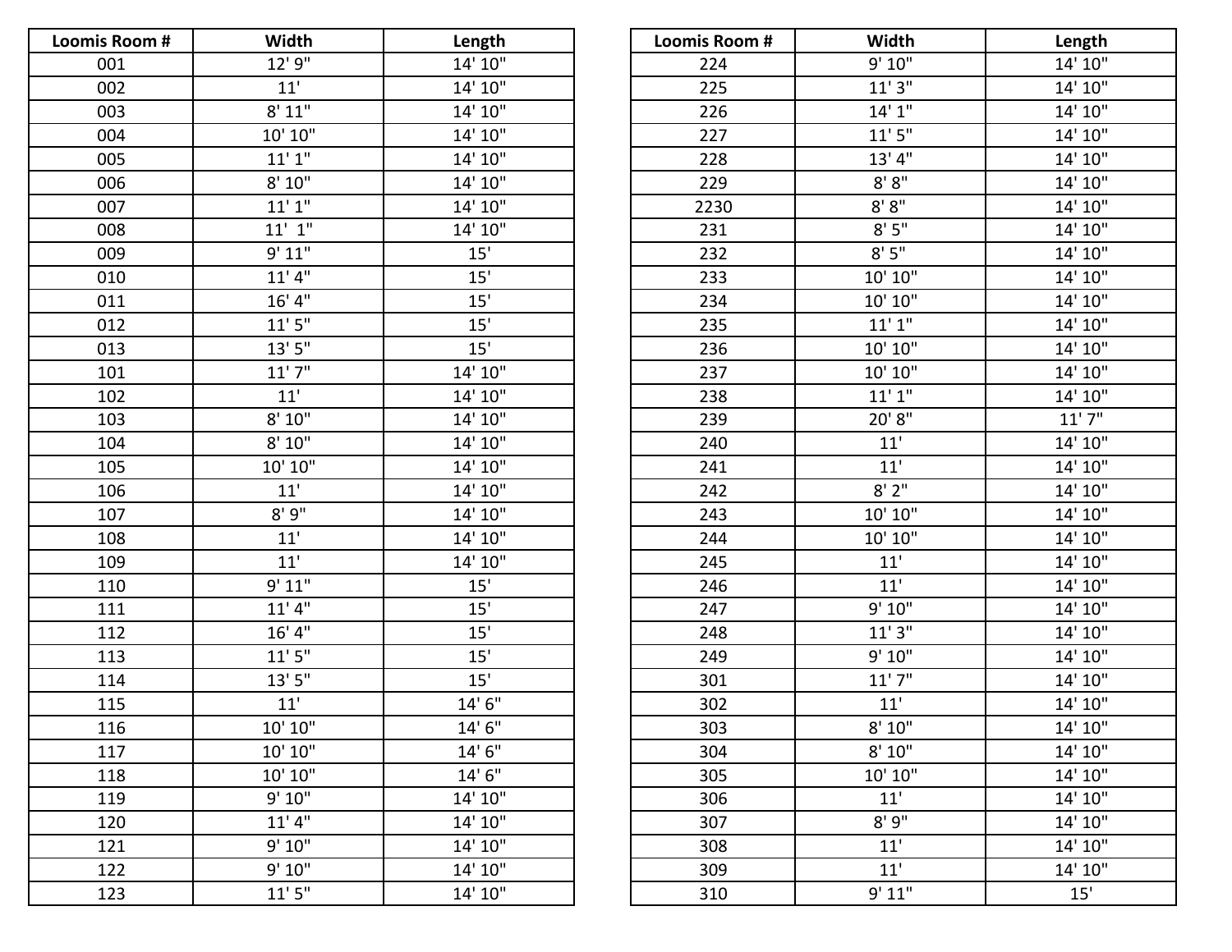| Loomis Room # | Width | Length |
|---|---|---|
| 001 | 12' 9" | 14' 10" |
| 002 | 11' | 14' 10" |
| 003 | 8' 11" | 14' 10" |
| 004 | 10' 10" | 14' 10" |
| 005 | 11' 1" | 14' 10" |
| 006 | 8' 10" | 14' 10" |
| 007 | 11' 1" | 14' 10" |
| 008 | 11'  1" | 14' 10" |
| 009 | 9' 11" | 15' |
| 010 | 11' 4" | 15' |
| 011 | 16' 4" | 15' |
| 012 | 11' 5" | 15' |
| 013 | 13' 5" | 15' |
| 101 | 11' 7" | 14' 10" |
| 102 | 11' | 14' 10" |
| 103 | 8' 10" | 14' 10" |
| 104 | 8' 10" | 14' 10" |
| 105 | 10' 10" | 14' 10" |
| 106 | 11' | 14' 10" |
| 107 | 8' 9" | 14' 10" |
| 108 | 11' | 14' 10" |
| 109 | 11' | 14' 10" |
| 110 | 9' 11" | 15' |
| 111 | 11' 4" | 15' |
| 112 | 16' 4" | 15' |
| 113 | 11' 5" | 15' |
| 114 | 13' 5" | 15' |
| 115 | 11' | 14' 6" |
| 116 | 10' 10" | 14' 6" |
| 117 | 10' 10" | 14' 6" |
| 118 | 10' 10" | 14' 6" |
| 119 | 9' 10" | 14' 10" |
| 120 | 11' 4" | 14' 10" |
| 121 | 9' 10" | 14' 10" |
| 122 | 9' 10" | 14' 10" |
| 123 | 11' 5" | 14' 10" |

| Loomis Room # | Width | Length |
|---|---|---|
| 224 | 9' 10" | 14' 10" |
| 225 | 11' 3" | 14' 10" |
| 226 | 14' 1" | 14' 10" |
| 227 | 11' 5" | 14' 10" |
| 228 | 13' 4" | 14' 10" |
| 229 | 8' 8" | 14' 10" |
| 2230 | 8' 8" | 14' 10" |
| 231 | 8' 5" | 14' 10" |
| 232 | 8' 5" | 14' 10" |
| 233 | 10' 10" | 14' 10" |
| 234 | 10' 10" | 14' 10" |
| 235 | 11' 1" | 14' 10" |
| 236 | 10' 10" | 14' 10" |
| 237 | 10' 10" | 14' 10" |
| 238 | 11' 1" | 14' 10" |
| 239 | 20' 8" | 11' 7" |
| 240 | 11' | 14' 10" |
| 241 | 11' | 14' 10" |
| 242 | 8' 2" | 14' 10" |
| 243 | 10' 10" | 14' 10" |
| 244 | 10' 10" | 14' 10" |
| 245 | 11' | 14' 10" |
| 246 | 11' | 14' 10" |
| 247 | 9' 10" | 14' 10" |
| 248 | 11' 3" | 14' 10" |
| 249 | 9' 10" | 14' 10" |
| 301 | 11' 7" | 14' 10" |
| 302 | 11' | 14' 10" |
| 303 | 8' 10" | 14' 10" |
| 304 | 8' 10" | 14' 10" |
| 305 | 10' 10" | 14' 10" |
| 306 | 11' | 14' 10" |
| 307 | 8' 9" | 14' 10" |
| 308 | 11' | 14' 10" |
| 309 | 11' | 14' 10" |
| 310 | 9' 11" | 15' |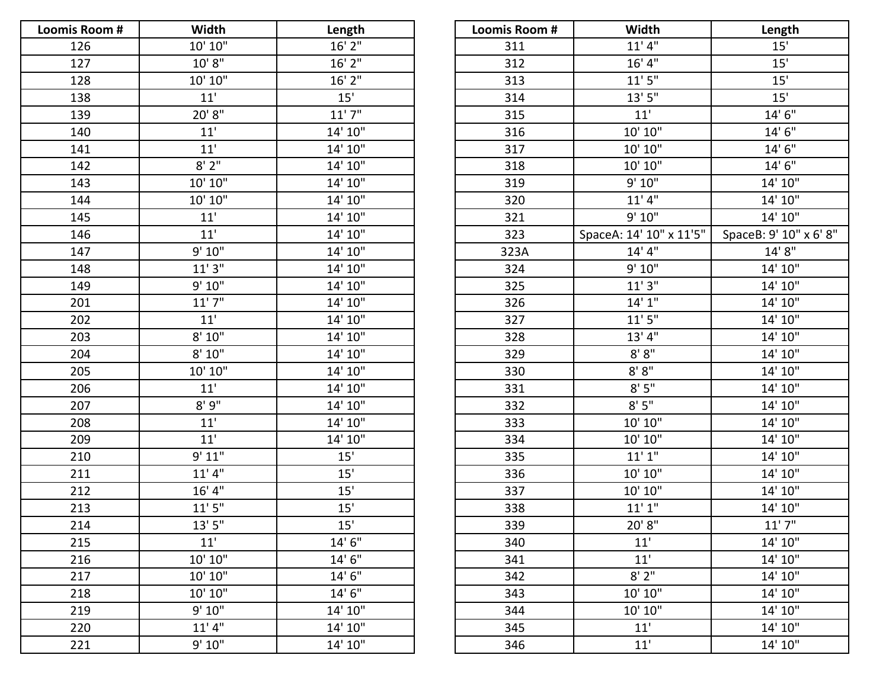| Loomis Room # | Width | Length |
|---|---|---|
| 126 | 10' 10" | 16' 2" |
| 127 | 10' 8" | 16' 2" |
| 128 | 10' 10" | 16' 2" |
| 138 | 11' | 15' |
| 139 | 20' 8" | 11' 7" |
| 140 | 11' | 14' 10" |
| 141 | 11' | 14' 10" |
| 142 | 8' 2" | 14' 10" |
| 143 | 10' 10" | 14' 10" |
| 144 | 10' 10" | 14' 10" |
| 145 | 11' | 14' 10" |
| 146 | 11' | 14' 10" |
| 147 | 9' 10" | 14' 10" |
| 148 | 11' 3" | 14' 10" |
| 149 | 9' 10" | 14' 10" |
| 201 | 11' 7" | 14' 10" |
| 202 | 11' | 14' 10" |
| 203 | 8' 10" | 14' 10" |
| 204 | 8' 10" | 14' 10" |
| 205 | 10' 10" | 14' 10" |
| 206 | 11' | 14' 10" |
| 207 | 8' 9" | 14' 10" |
| 208 | 11' | 14' 10" |
| 209 | 11' | 14' 10" |
| 210 | 9' 11" | 15' |
| 211 | 11' 4" | 15' |
| 212 | 16' 4" | 15' |
| 213 | 11' 5" | 15' |
| 214 | 13' 5" | 15' |
| 215 | 11' | 14' 6" |
| 216 | 10' 10" | 14' 6" |
| 217 | 10' 10" | 14' 6" |
| 218 | 10' 10" | 14' 6" |
| 219 | 9' 10" | 14' 10" |
| 220 | 11' 4" | 14' 10" |
| 221 | 9' 10" | 14' 10" |

| Loomis Room # | Width | Length |
|---|---|---|
| 311 | 11' 4" | 15' |
| 312 | 16' 4" | 15' |
| 313 | 11' 5" | 15' |
| 314 | 13' 5" | 15' |
| 315 | 11' | 14' 6" |
| 316 | 10' 10" | 14' 6" |
| 317 | 10' 10" | 14' 6" |
| 318 | 10' 10" | 14' 6" |
| 319 | 9' 10" | 14' 10" |
| 320 | 11' 4" | 14' 10" |
| 321 | 9' 10" | 14' 10" |
| 323 | SpaceA: 14' 10" x 11'5" | SpaceB: 9' 10" x 6' 8" |
| 323A | 14' 4" | 14' 8" |
| 324 | 9' 10" | 14' 10" |
| 325 | 11' 3" | 14' 10" |
| 326 | 14' 1" | 14' 10" |
| 327 | 11' 5" | 14' 10" |
| 328 | 13' 4" | 14' 10" |
| 329 | 8' 8" | 14' 10" |
| 330 | 8' 8" | 14' 10" |
| 331 | 8' 5" | 14' 10" |
| 332 | 8' 5" | 14' 10" |
| 333 | 10' 10" | 14' 10" |
| 334 | 10' 10" | 14' 10" |
| 335 | 11' 1" | 14' 10" |
| 336 | 10' 10" | 14' 10" |
| 337 | 10' 10" | 14' 10" |
| 338 | 11' 1" | 14' 10" |
| 339 | 20' 8" | 11' 7" |
| 340 | 11' | 14' 10" |
| 341 | 11' | 14' 10" |
| 342 | 8' 2" | 14' 10" |
| 343 | 10' 10" | 14' 10" |
| 344 | 10' 10" | 14' 10" |
| 345 | 11' | 14' 10" |
| 346 | 11' | 14' 10" |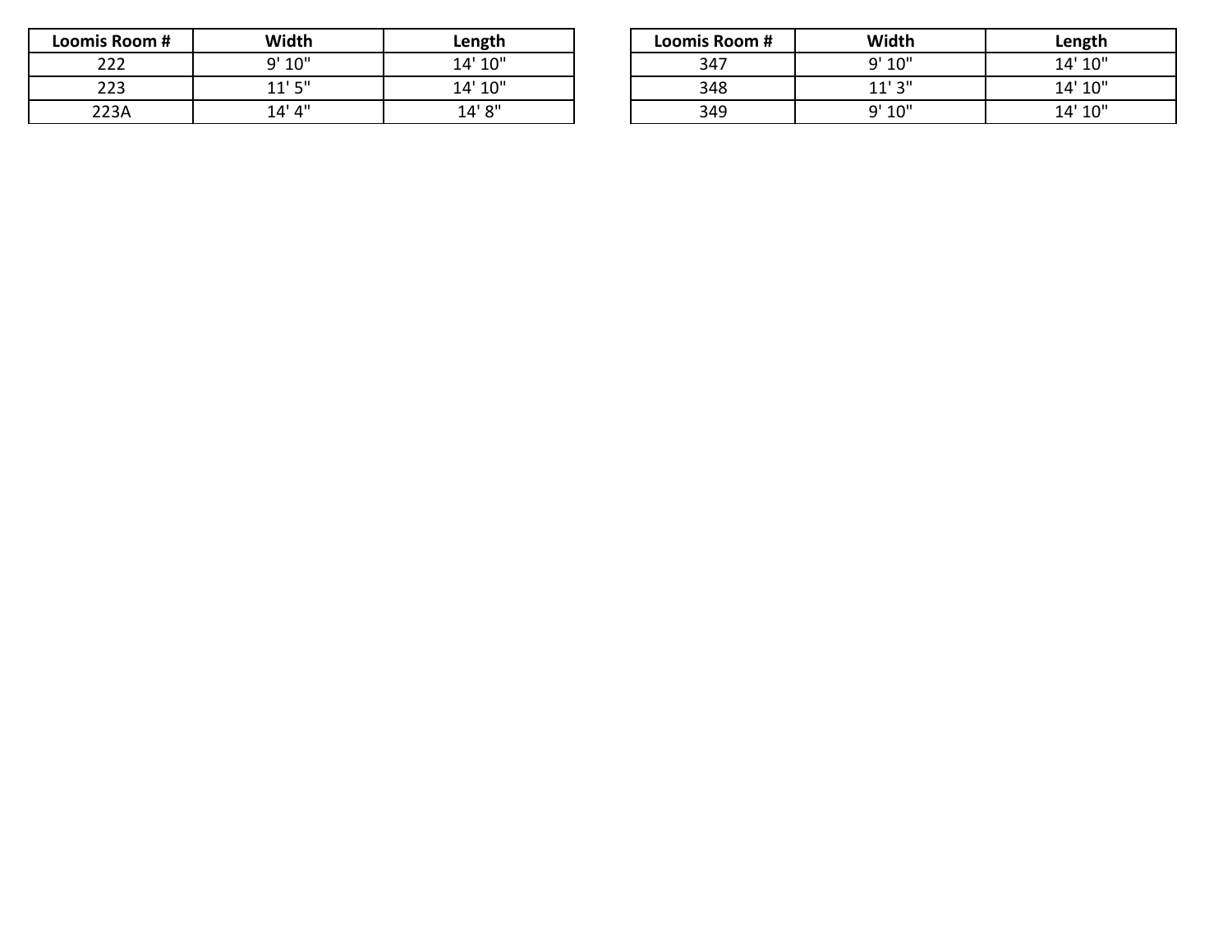| Loomis Room # | Width | Length |
|---|---|---|
| 222 | 9' 10" | 14' 10" |
| 223 | 11' 5" | 14' 10" |
| 223A | 14' 4" | 14' 8" |

| Loomis Room # | Width | Length |
|---|---|---|
| 347 | 9' 10" | 14' 10" |
| 348 | 11' 3" | 14' 10" |
| 349 | 9' 10" | 14' 10" |